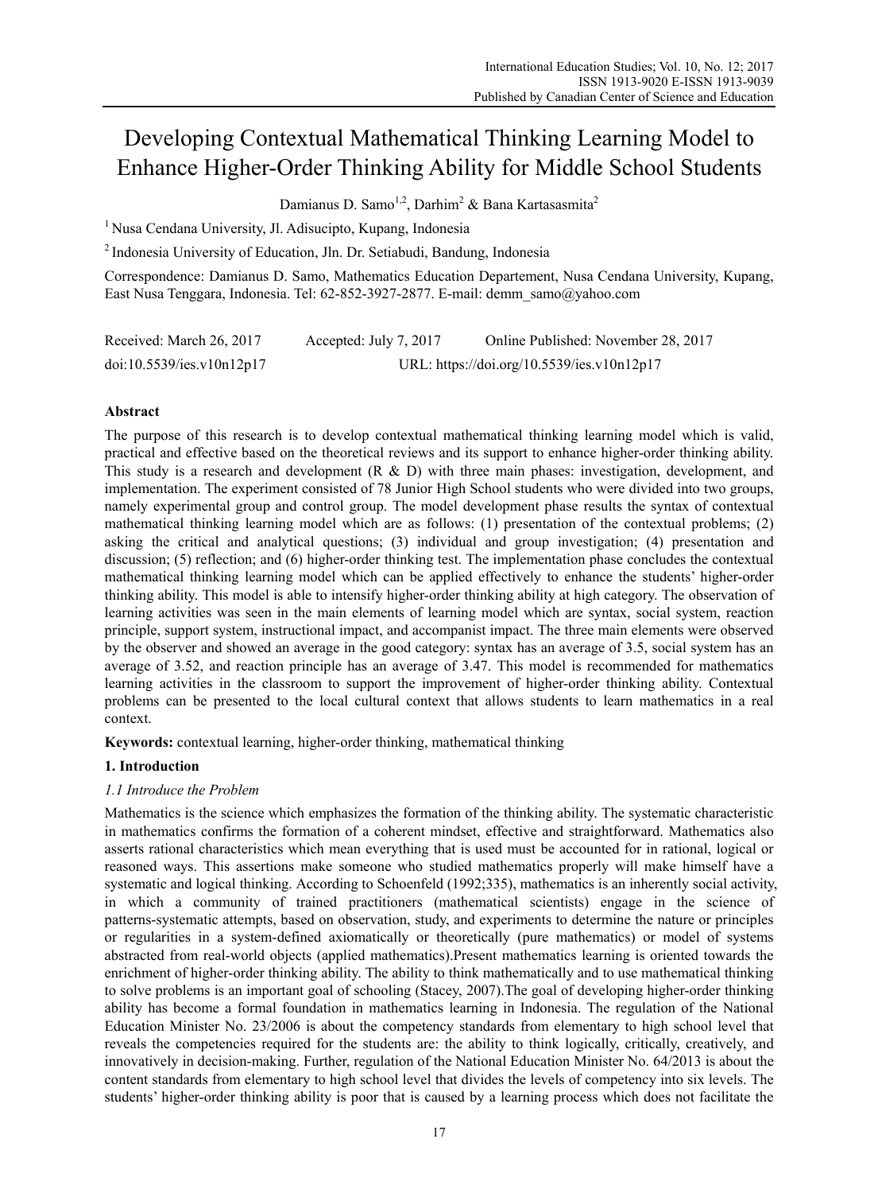# Developing Contextual Mathematical Thinking Learning Model to Enhance Higher-Order Thinking Ability for Middle School Students

Damianus D. Samo[1,2], Darhim[2] & Bana Kartasasmita[2]

[1] Nusa Cendana University, Jl. Adisucipto, Kupang, Indonesia

[2] Indonesia University of Education, Jln. Dr. Setiabudi, Bandung, Indonesia

Correspondence: Damianus D. Samo, Mathematics Education Departement, Nusa Cendana University, Kupang, East Nusa Tenggara, Indonesia. Tel: 62-852-3927-2877. E-mail: demm_samo@yahoo.com

Received: March 26, 2017 Accepted: July 7, 2017 Online Published: November 28, 2017

doi:10.5539/ies.v10n12p17 URL: https://doi.org/10.5539/ies.v10n12p17

## Abstract

The purpose of this research is to develop contextual mathematical thinking learning model which is valid, practical and effective based on the theoretical reviews and its support to enhance higher-order thinking ability. This study is a research and development (R & D) with three main phases: investigation, development, and implementation. The experiment consisted of 78 Junior High School students who were divided into two groups, namely experimental group and control group. The model development phase results the syntax of contextual mathematical thinking learning model which are as follows: (1) presentation of the contextual problems; (2) asking the critical and analytical questions; (3) individual and group investigation; (4) presentation and discussion; (5) reflection; and (6) higher-order thinking test. The implementation phase concludes the contextual mathematical thinking learning model which can be applied effectively to enhance the students' higher-order thinking ability. This model is able to intensify higher-order thinking ability at high category. The observation of learning activities was seen in the main elements of learning model which are syntax, social system, reaction principle, support system, instructional impact, and accompanist impact. The three main elements were observed by the observer and showed an average in the good category: syntax has an average of 3.5, social system has an average of 3.52, and reaction principle has an average of 3.47. This model is recommended for mathematics learning activities in the classroom to support the improvement of higher-order thinking ability. Contextual problems can be presented to the local cultural context that allows students to learn mathematics in a real context.

**Keywords:** contextual learning, higher-order thinking, mathematical thinking

## 1. Introduction

### 1.1 Introduce the Problem

Mathematics is the science which emphasizes the formation of the thinking ability. The systematic characteristic in mathematics confirms the formation of a coherent mindset, effective and straightforward. Mathematics also asserts rational characteristics which mean everything that is used must be accounted for in rational, logical or reasoned ways. This assertions make someone who studied mathematics properly will make himself have a systematic and logical thinking. According to Schoenfeld (1992;335), mathematics is an inherently social activity, in which a community of trained practitioners (mathematical scientists) engage in the science of patterns-systematic attempts, based on observation, study, and experiments to determine the nature or principles or regularities in a system-defined axiomatically or theoretically (pure mathematics) or model of systems abstracted from real-world objects (applied mathematics).Present mathematics learning is oriented towards the enrichment of higher-order thinking ability. The ability to think mathematically and to use mathematical thinking to solve problems is an important goal of schooling (Stacey, 2007).The goal of developing higher-order thinking ability has become a formal foundation in mathematics learning in Indonesia. The regulation of the National Education Minister No. 23/2006 is about the competency standards from elementary to high school level that reveals the competencies required for the students are: the ability to think logically, critically, creatively, and innovatively in decision-making. Further, regulation of the National Education Minister No. 64/2013 is about the content standards from elementary to high school level that divides the levels of competency into six levels. The students' higher-order thinking ability is poor that is caused by a learning process which does not facilitate the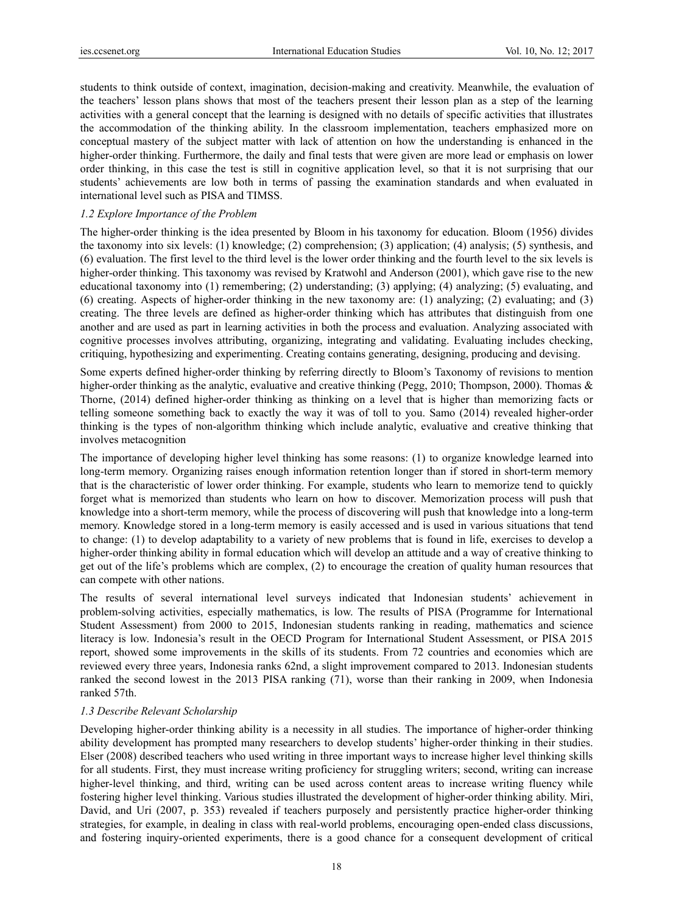students to think outside of context, imagination, decision-making and creativity. Meanwhile, the evaluation of the teachers' lesson plans shows that most of the teachers present their lesson plan as a step of the learning activities with a general concept that the learning is designed with no details of specific activities that illustrates the accommodation of the thinking ability. In the classroom implementation, teachers emphasized more on conceptual mastery of the subject matter with lack of attention on how the understanding is enhanced in the higher-order thinking. Furthermore, the daily and final tests that were given are more lead or emphasis on lower order thinking, in this case the test is still in cognitive application level, so that it is not surprising that our students' achievements are low both in terms of passing the examination standards and when evaluated in international level such as PISA and TIMSS.

### *1.2 Explore Importance of the Problem*

The higher-order thinking is the idea presented by Bloom in his taxonomy for education. Bloom (1956) divides the taxonomy into six levels: (1) knowledge; (2) comprehension; (3) application; (4) analysis; (5) synthesis, and (6) evaluation. The first level to the third level is the lower order thinking and the fourth level to the six levels is higher-order thinking. This taxonomy was revised by Kratwohl and Anderson (2001), which gave rise to the new educational taxonomy into (1) remembering; (2) understanding; (3) applying; (4) analyzing; (5) evaluating, and (6) creating. Aspects of higher-order thinking in the new taxonomy are: (1) analyzing; (2) evaluating; and (3) creating. The three levels are defined as higher-order thinking which has attributes that distinguish from one another and are used as part in learning activities in both the process and evaluation. Analyzing associated with cognitive processes involves attributing, organizing, integrating and validating. Evaluating includes checking, critiquing, hypothesizing and experimenting. Creating contains generating, designing, producing and devising.

Some experts defined higher-order thinking by referring directly to Bloom's Taxonomy of revisions to mention higher-order thinking as the analytic, evaluative and creative thinking (Pegg, 2010; Thompson, 2000). Thomas & Thorne, (2014) defined higher-order thinking as thinking on a level that is higher than memorizing facts or telling someone something back to exactly the way it was of toll to you. Samo (2014) revealed higher-order thinking is the types of non-algorithm thinking which include analytic, evaluative and creative thinking that involves metacognition

The importance of developing higher level thinking has some reasons: (1) to organize knowledge learned into long-term memory. Organizing raises enough information retention longer than if stored in short-term memory that is the characteristic of lower order thinking. For example, students who learn to memorize tend to quickly forget what is memorized than students who learn on how to discover. Memorization process will push that knowledge into a short-term memory, while the process of discovering will push that knowledge into a long-term memory. Knowledge stored in a long-term memory is easily accessed and is used in various situations that tend to change: (1) to develop adaptability to a variety of new problems that is found in life, exercises to develop a higher-order thinking ability in formal education which will develop an attitude and a way of creative thinking to get out of the life's problems which are complex, (2) to encourage the creation of quality human resources that can compete with other nations.

The results of several international level surveys indicated that Indonesian students' achievement in problem-solving activities, especially mathematics, is low. The results of PISA (Programme for International Student Assessment) from 2000 to 2015, Indonesian students ranking in reading, mathematics and science literacy is low. Indonesia's result in the OECD Program for International Student Assessment, or PISA 2015 report, showed some improvements in the skills of its students. From 72 countries and economies which are reviewed every three years, Indonesia ranks 62nd, a slight improvement compared to 2013. Indonesian students ranked the second lowest in the 2013 PISA ranking (71), worse than their ranking in 2009, when Indonesia ranked 57th.

### *1.3 Describe Relevant Scholarship*

Developing higher-order thinking ability is a necessity in all studies. The importance of higher-order thinking ability development has prompted many researchers to develop students' higher-order thinking in their studies. Elser (2008) described teachers who used writing in three important ways to increase higher level thinking skills for all students. First, they must increase writing proficiency for struggling writers; second, writing can increase higher-level thinking, and third, writing can be used across content areas to increase writing fluency while fostering higher level thinking. Various studies illustrated the development of higher-order thinking ability. Miri, David, and Uri (2007, p. 353) revealed if teachers purposely and persistently practice higher-order thinking strategies, for example, in dealing in class with real-world problems, encouraging open-ended class discussions, and fostering inquiry-oriented experiments, there is a good chance for a consequent development of critical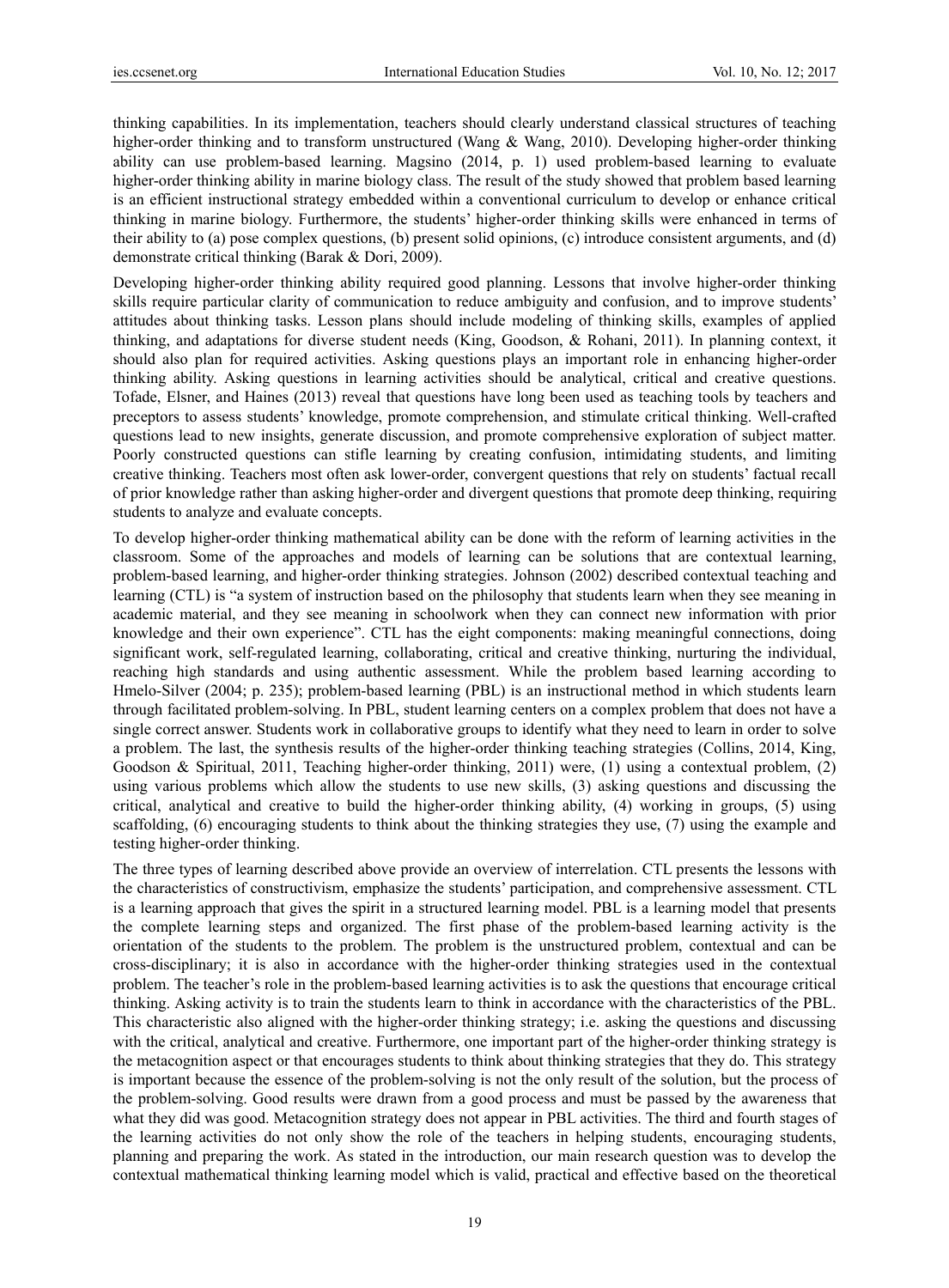thinking capabilities. In its implementation, teachers should clearly understand classical structures of teaching higher-order thinking and to transform unstructured (Wang & Wang, 2010). Developing higher-order thinking ability can use problem-based learning. Magsino (2014, p. 1) used problem-based learning to evaluate higher-order thinking ability in marine biology class. The result of the study showed that problem based learning is an efficient instructional strategy embedded within a conventional curriculum to develop or enhance critical thinking in marine biology. Furthermore, the students' higher-order thinking skills were enhanced in terms of their ability to (a) pose complex questions, (b) present solid opinions, (c) introduce consistent arguments, and (d) demonstrate critical thinking (Barak & Dori, 2009).

Developing higher-order thinking ability required good planning. Lessons that involve higher-order thinking skills require particular clarity of communication to reduce ambiguity and confusion, and to improve students' attitudes about thinking tasks. Lesson plans should include modeling of thinking skills, examples of applied thinking, and adaptations for diverse student needs (King, Goodson, & Rohani, 2011). In planning context, it should also plan for required activities. Asking questions plays an important role in enhancing higher-order thinking ability. Asking questions in learning activities should be analytical, critical and creative questions. Tofade, Elsner, and Haines (2013) reveal that questions have long been used as teaching tools by teachers and preceptors to assess students' knowledge, promote comprehension, and stimulate critical thinking. Well-crafted questions lead to new insights, generate discussion, and promote comprehensive exploration of subject matter. Poorly constructed questions can stifle learning by creating confusion, intimidating students, and limiting creative thinking. Teachers most often ask lower-order, convergent questions that rely on students' factual recall of prior knowledge rather than asking higher-order and divergent questions that promote deep thinking, requiring students to analyze and evaluate concepts.

To develop higher-order thinking mathematical ability can be done with the reform of learning activities in the classroom. Some of the approaches and models of learning can be solutions that are contextual learning, problem-based learning, and higher-order thinking strategies. Johnson (2002) described contextual teaching and learning (CTL) is "a system of instruction based on the philosophy that students learn when they see meaning in academic material, and they see meaning in schoolwork when they can connect new information with prior knowledge and their own experience". CTL has the eight components: making meaningful connections, doing significant work, self-regulated learning, collaborating, critical and creative thinking, nurturing the individual, reaching high standards and using authentic assessment. While the problem based learning according to Hmelo-Silver (2004; p. 235); problem-based learning (PBL) is an instructional method in which students learn through facilitated problem-solving. In PBL, student learning centers on a complex problem that does not have a single correct answer. Students work in collaborative groups to identify what they need to learn in order to solve a problem. The last, the synthesis results of the higher-order thinking teaching strategies (Collins, 2014, King, Goodson & Spiritual, 2011, Teaching higher-order thinking, 2011) were, (1) using a contextual problem, (2) using various problems which allow the students to use new skills, (3) asking questions and discussing the critical, analytical and creative to build the higher-order thinking ability, (4) working in groups, (5) using scaffolding, (6) encouraging students to think about the thinking strategies they use, (7) using the example and testing higher-order thinking.

The three types of learning described above provide an overview of interrelation. CTL presents the lessons with the characteristics of constructivism, emphasize the students' participation, and comprehensive assessment. CTL is a learning approach that gives the spirit in a structured learning model. PBL is a learning model that presents the complete learning steps and organized. The first phase of the problem-based learning activity is the orientation of the students to the problem. The problem is the unstructured problem, contextual and can be cross-disciplinary; it is also in accordance with the higher-order thinking strategies used in the contextual problem. The teacher's role in the problem-based learning activities is to ask the questions that encourage critical thinking. Asking activity is to train the students learn to think in accordance with the characteristics of the PBL. This characteristic also aligned with the higher-order thinking strategy; i.e. asking the questions and discussing with the critical, analytical and creative. Furthermore, one important part of the higher-order thinking strategy is the metacognition aspect or that encourages students to think about thinking strategies that they do. This strategy is important because the essence of the problem-solving is not the only result of the solution, but the process of the problem-solving. Good results were drawn from a good process and must be passed by the awareness that what they did was good. Metacognition strategy does not appear in PBL activities. The third and fourth stages of the learning activities do not only show the role of the teachers in helping students, encouraging students, planning and preparing the work. As stated in the introduction, our main research question was to develop the contextual mathematical thinking learning model which is valid, practical and effective based on the theoretical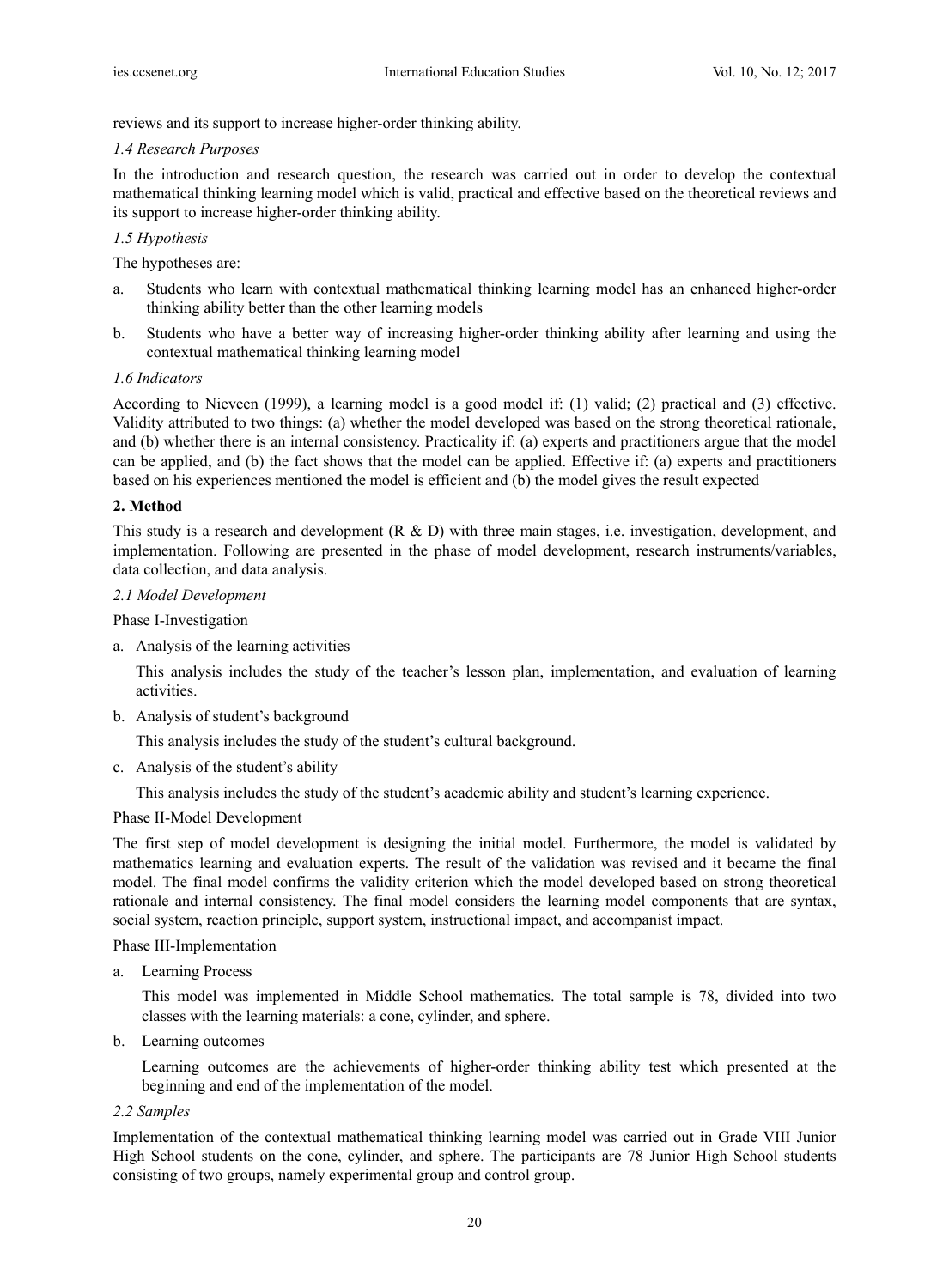reviews and its support to increase higher-order thinking ability.

### *1.4 Research Purposes*

In the introduction and research question, the research was carried out in order to develop the contextual mathematical thinking learning model which is valid, practical and effective based on the theoretical reviews and its support to increase higher-order thinking ability.

### *1.5 Hypothesis*

The hypotheses are:

a. Students who learn with contextual mathematical thinking learning model has an enhanced higher-order thinking ability better than the other learning models
b. Students who have a better way of increasing higher-order thinking ability after learning and using the contextual mathematical thinking learning model

### *1.6 Indicators*

According to Nieveen (1999), a learning model is a good model if: (1) valid; (2) practical and (3) effective. Validity attributed to two things: (a) whether the model developed was based on the strong theoretical rationale, and (b) whether there is an internal consistency. Practicality if: (a) experts and practitioners argue that the model can be applied, and (b) the fact shows that the model can be applied. Effective if: (a) experts and practitioners based on his experiences mentioned the model is efficient and (b) the model gives the result expected

## **2. Method**

This study is a research and development (R & D) with three main stages, i.e. investigation, development, and implementation. Following are presented in the phase of model development, research instruments/variables, data collection, and data analysis.

### *2.1 Model Development*

Phase I-Investigation

a. Analysis of the learning activities

   This analysis includes the study of the teacher's lesson plan, implementation, and evaluation of learning activities.

b. Analysis of student's background

   This analysis includes the study of the student's cultural background.

c. Analysis of the student's ability

   This analysis includes the study of the student's academic ability and student's learning experience.

Phase II-Model Development

The first step of model development is designing the initial model. Furthermore, the model is validated by mathematics learning and evaluation experts. The result of the validation was revised and it became the final model. The final model confirms the validity criterion which the model developed based on strong theoretical rationale and internal consistency. The final model considers the learning model components that are syntax, social system, reaction principle, support system, instructional impact, and accompanist impact.

Phase III-Implementation

a. Learning Process

   This model was implemented in Middle School mathematics. The total sample is 78, divided into two classes with the learning materials: a cone, cylinder, and sphere.

b. Learning outcomes

   Learning outcomes are the achievements of higher-order thinking ability test which presented at the beginning and end of the implementation of the model.

### *2.2 Samples*

Implementation of the contextual mathematical thinking learning model was carried out in Grade VIII Junior High School students on the cone, cylinder, and sphere. The participants are 78 Junior High School students consisting of two groups, namely experimental group and control group.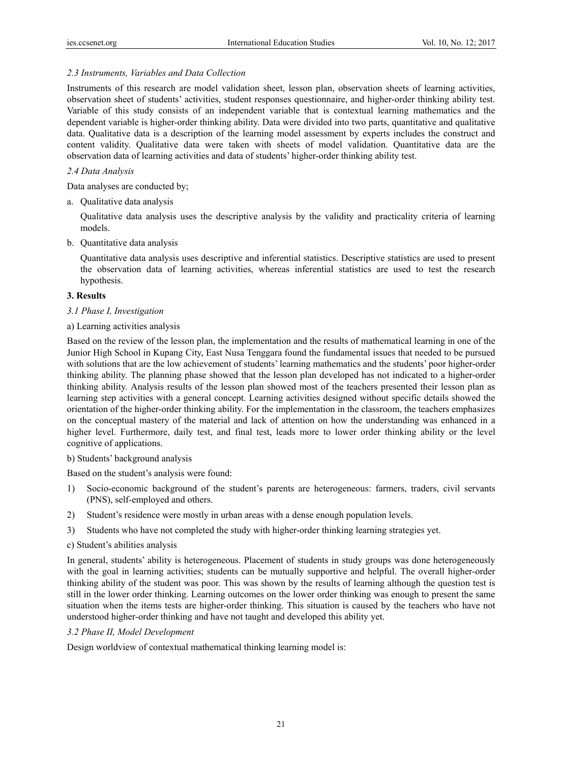### *2.3 Instruments, Variables and Data Collection*

Instruments of this research are model validation sheet, lesson plan, observation sheets of learning activities, observation sheet of students' activities, student responses questionnaire, and higher-order thinking ability test. Variable of this study consists of an independent variable that is contextual learning mathematics and the dependent variable is higher-order thinking ability. Data were divided into two parts, quantitative and qualitative data. Qualitative data is a description of the learning model assessment by experts includes the construct and content validity. Qualitative data were taken with sheets of model validation. Quantitative data are the observation data of learning activities and data of students' higher-order thinking ability test.

### *2.4 Data Analysis*

Data analyses are conducted by;

a. Qualitative data analysis

   Qualitative data analysis uses the descriptive analysis by the validity and practicality criteria of learning models.

b. Quantitative data analysis

   Quantitative data analysis uses descriptive and inferential statistics. Descriptive statistics are used to present the observation data of learning activities, whereas inferential statistics are used to test the research hypothesis.

## **3. Results**

### *3.1 Phase I, Investigation*

a) Learning activities analysis

Based on the review of the lesson plan, the implementation and the results of mathematical learning in one of the Junior High School in Kupang City, East Nusa Tenggara found the fundamental issues that needed to be pursued with solutions that are the low achievement of students' learning mathematics and the students' poor higher-order thinking ability. The planning phase showed that the lesson plan developed has not indicated to a higher-order thinking ability. Analysis results of the lesson plan showed most of the teachers presented their lesson plan as learning step activities with a general concept. Learning activities designed without specific details showed the orientation of the higher-order thinking ability. For the implementation in the classroom, the teachers emphasizes on the conceptual mastery of the material and lack of attention on how the understanding was enhanced in a higher level. Furthermore, daily test, and final test, leads more to lower order thinking ability or the level cognitive of applications.

b) Students' background analysis

Based on the student's analysis were found:

1) Socio-economic background of the student's parents are heterogeneous: farmers, traders, civil servants (PNS), self-employed and others.
2) Student's residence were mostly in urban areas with a dense enough population levels.
3) Students who have not completed the study with higher-order thinking learning strategies yet.

c) Student's abilities analysis

In general, students' ability is heterogeneous. Placement of students in study groups was done heterogeneously with the goal in learning activities; students can be mutually supportive and helpful. The overall higher-order thinking ability of the student was poor. This was shown by the results of learning although the question test is still in the lower order thinking. Learning outcomes on the lower order thinking was enough to present the same situation when the items tests are higher-order thinking. This situation is caused by the teachers who have not understood higher-order thinking and have not taught and developed this ability yet.

### *3.2 Phase II, Model Development*

Design worldview of contextual mathematical thinking learning model is: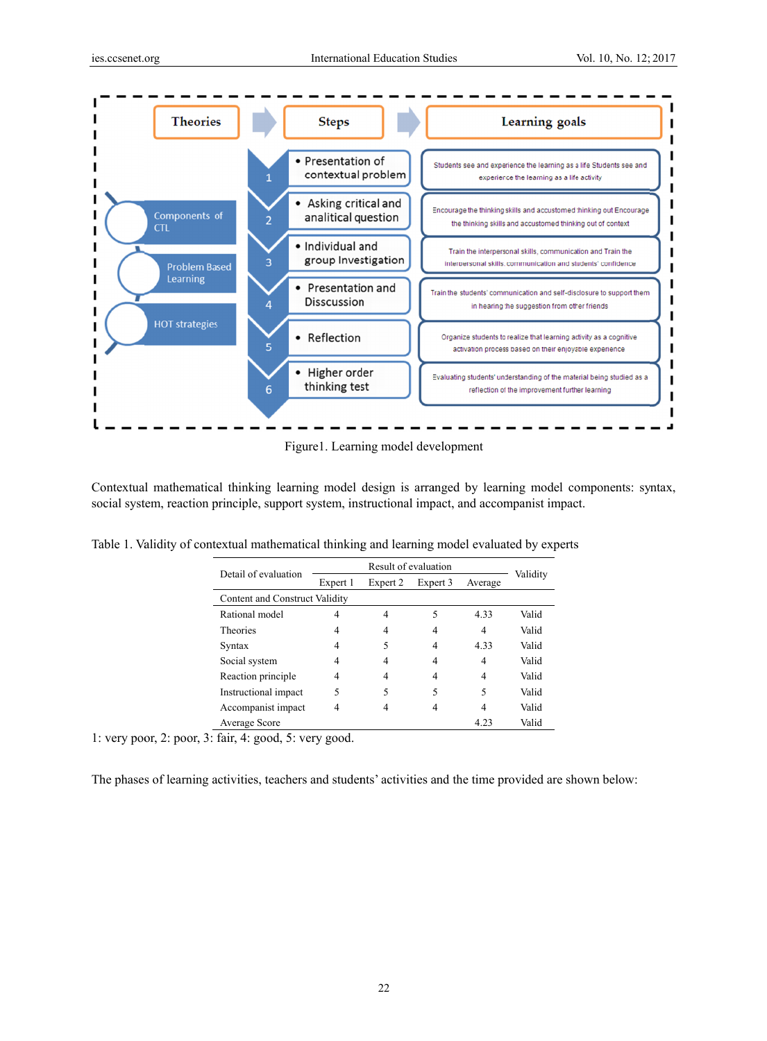Theories → Steps → Learning goals

Components of CTL

Problem Based Learning

HOT strategies

| Steps | Learning goals |
|---|---|
| 1 • Presentation of contextual problem | Students see and experience the learning as a life Students see and experience the learning as a life activity |
| 2 • Asking critical and analitical question | Encourage the thinking skills and accustomed thinking out Encourage the thinking skills and accustomed thinking out of context |
| 3 • Individual and group Investigation | Train the interpersonal skills, communication and Train the interpersonal skills, communication and students' confidence |
| 4 • Presentation and Disscussion | Train the students' communication and self-disclosure to support them in hearing the suggestion from other friends |
| 5 • Reflection | Organize students to realize that learning activity as a cognitive activation process based on their enjoyable experience |
| 6 • Higher order thinking test | Evaluating students' understanding of the material being studied as a reflection of the improvement further learning |

Figure1. Learning model development

Contextual mathematical thinking learning model design is arranged by learning model components: syntax, social system, reaction principle, support system, instructional impact, and accompanist impact.

Table 1. Validity of contextual mathematical thinking and learning model evaluated by experts

| Detail of evaluation | Result of evaluation | | | | Validity |
|---|---|---|---|---|---|
| | Expert 1 | Expert 2 | Expert 3 | Average | |
| Content and Construct Validity | | | | | |
| Rational model | 4 | 4 | 5 | 4.33 | Valid |
| Theories | 4 | 4 | 4 | 4 | Valid |
| Syntax | 4 | 5 | 4 | 4.33 | Valid |
| Social system | 4 | 4 | 4 | 4 | Valid |
| Reaction principle | 4 | 4 | 4 | 4 | Valid |
| Instructional impact | 5 | 5 | 5 | 5 | Valid |
| Accompanist impact | 4 | 4 | 4 | 4 | Valid |
| Average Score | | | | 4.23 | Valid |

1: very poor, 2: poor, 3: fair, 4: good, 5: very good.

The phases of learning activities, teachers and students' activities and the time provided are shown below: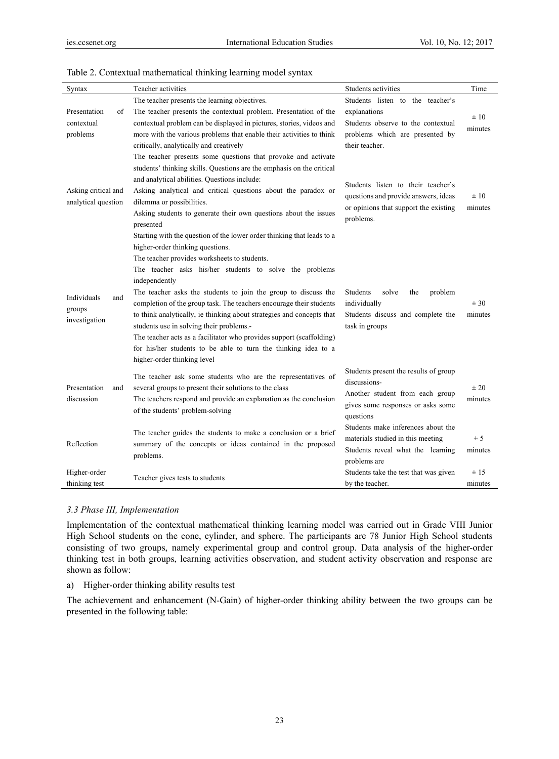Table 2. Contextual mathematical thinking learning model syntax

| Syntax | Teacher activities | Students activities | Time |
|---|---|---|---|
| Presentation of contextual problems | The teacher presents the learning objectives.<br>The teacher presents the contextual problem. Presentation of the contextual problem can be displayed in pictures, stories, videos and more with the various problems that enable their activities to think critically, analytically and creatively | Students listen to the teacher's explanations<br>Students observe to the contextual problems which are presented by their teacher. | ± 10 minutes |
| Asking critical and analytical question | The teacher presents some questions that provoke and activate students' thinking skills. Questions are the emphasis on the critical and analytical abilities. Questions include:<br>Asking analytical and critical questions about the paradox or dilemma or possibilities.<br>Asking students to generate their own questions about the issues presented<br>Starting with the question of the lower order thinking that leads to a higher-order thinking questions. | Students listen to their teacher's questions and provide answers, ideas or opinions that support the existing problems. | ± 10 minutes |
| Individuals and groups investigation | The teacher provides worksheets to students.<br>The teacher asks his/her students to solve the problems independently<br>The teacher asks the students to join the group to discuss the completion of the group task. The teachers encourage their students to think analytically, ie thinking about strategies and concepts that students use in solving their problems.-<br>The teacher acts as a facilitator who provides support (scaffolding) for his/her students to be able to turn the thinking idea to a higher-order thinking level | Students solve the problem individually<br>Students discuss and complete the task in groups | ± 30 minutes |
| Presentation and discussion | The teacher ask some students who are the representatives of several groups to present their solutions to the class<br>The teachers respond and provide an explanation as the conclusion of the students' problem-solving | Students present the results of group discussions-<br>Another student from each group gives some responses or asks some questions | ± 20 minutes |
| Reflection | The teacher guides the students to make a conclusion or a brief summary of the concepts or ideas contained in the proposed problems. | Students make inferences about the materials studied in this meeting<br>Students reveal what the learning problems are | ± 5 minutes |
| Higher-order thinking test | Teacher gives tests to students | Students take the test that was given by the teacher. | ± 15 minutes |

### *3.3 Phase III, Implementation*

Implementation of the contextual mathematical thinking learning model was carried out in Grade VIII Junior High School students on the cone, cylinder, and sphere. The participants are 78 Junior High School students consisting of two groups, namely experimental group and control group. Data analysis of the higher-order thinking test in both groups, learning activities observation, and student activity observation and response are shown as follow:

a) Higher-order thinking ability results test

The achievement and enhancement (N-Gain) of higher-order thinking ability between the two groups can be presented in the following table: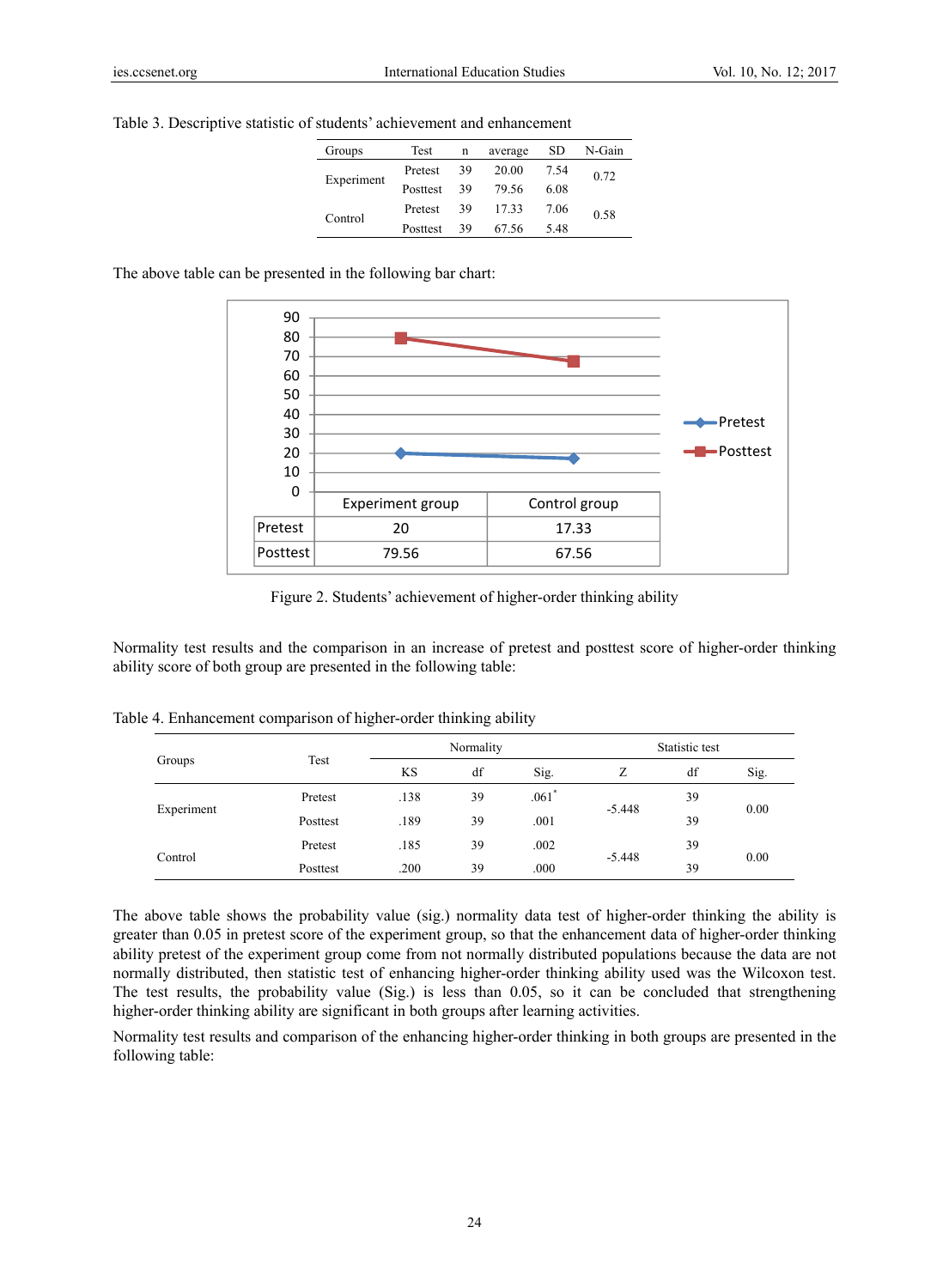Table 3. Descriptive statistic of students' achievement and enhancement

| Groups | Test | n | average | SD | N-Gain |
|---|---|---|---|---|---|
| Experiment | Pretest | 39 | 20.00 | 7.54 | 0.72 |
| | Posttest | 39 | 79.56 | 6.08 | |
| Control | Pretest | 39 | 17.33 | 7.06 | 0.58 |
| | Posttest | 39 | 67.56 | 5.48 | |

The above table can be presented in the following bar chart:

| | Experiment group | Control group |
|---|---|---|
| Pretest | 20 | 17.33 |
| Posttest | 79.56 | 67.56 |

Figure 2. Students' achievement of higher-order thinking ability

Normality test results and the comparison in an increase of pretest and posttest score of higher-order thinking ability score of both group are presented in the following table:

Table 4. Enhancement comparison of higher-order thinking ability

| Groups | Test | Normality | | | Statistic test | | |
|---|---|---|---|---|---|---|---|
| | | KS | df | Sig. | Z | df | Sig. |
| Experiment | Pretest | .138 | 39 | .061* | -5.448 | 39 | 0.00 |
| | Posttest | .189 | 39 | .001 | | 39 | |
| Control | Pretest | .185 | 39 | .002 | -5.448 | 39 | 0.00 |
| | Posttest | .200 | 39 | .000 | | 39 | |

The above table shows the probability value (sig.) normality data test of higher-order thinking the ability is greater than 0.05 in pretest score of the experiment group, so that the enhancement data of higher-order thinking ability pretest of the experiment group come from not normally distributed populations because the data are not normally distributed, then statistic test of enhancing higher-order thinking ability used was the Wilcoxon test. The test results, the probability value (Sig.) is less than 0.05, so it can be concluded that strengthening higher-order thinking ability are significant in both groups after learning activities.

Normality test results and comparison of the enhancing higher-order thinking in both groups are presented in the following table: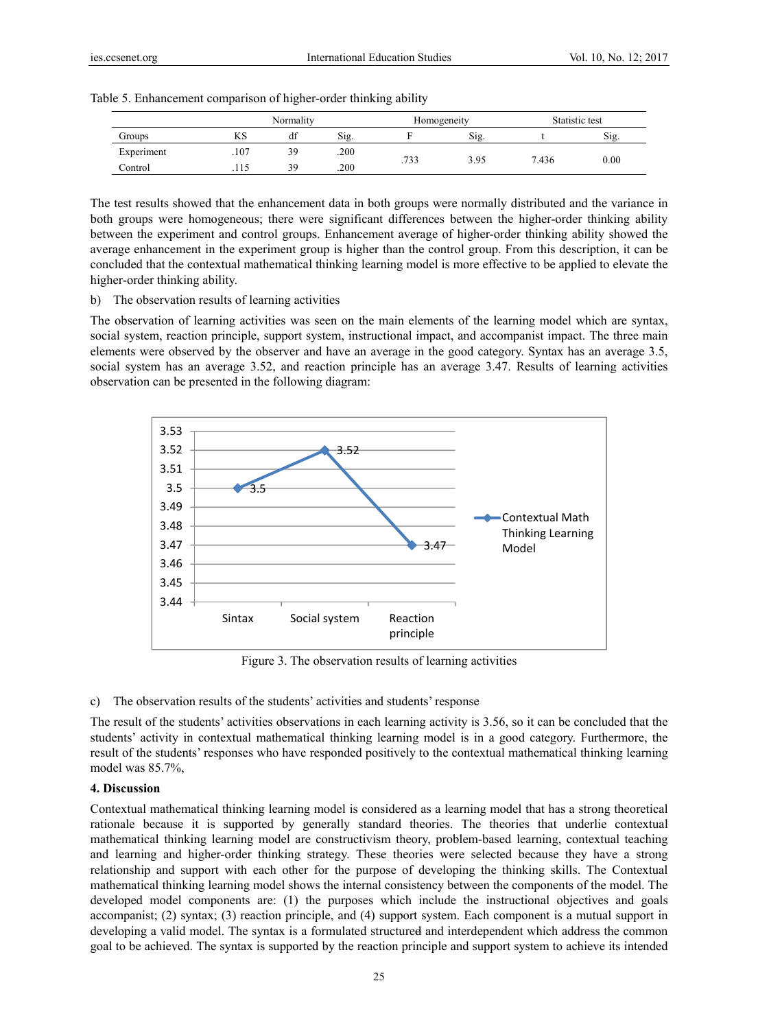Table 5. Enhancement comparison of higher-order thinking ability

| | Normality | | | Homogeneity | | Statistic test | |
|---|---|---|---|---|---|---|---|
| Groups | KS | df | Sig. | F | Sig. | t | Sig. |
| Experiment | .107 | 39 | .200 | .733 | 3.95 | 7.436 | 0.00 |
| Control | .115 | 39 | .200 | | | | |

The test results showed that the enhancement data in both groups were normally distributed and the variance in both groups were homogeneous; there were significant differences between the higher-order thinking ability between the experiment and control groups. Enhancement average of higher-order thinking ability showed the average enhancement in the experiment group is higher than the control group. From this description, it can be concluded that the contextual mathematical thinking learning model is more effective to be applied to elevate the higher-order thinking ability.

b) The observation results of learning activities

The observation of learning activities was seen on the main elements of the learning model which are syntax, social system, reaction principle, support system, instructional impact, and accompanist impact. The three main elements were observed by the observer and have an average in the good category. Syntax has an average 3.5, social system has an average 3.52, and reaction principle has an average 3.47. Results of learning activities observation can be presented in the following diagram:

Figure 3. The observation results of learning activities

c) The observation results of the students' activities and students' response

The result of the students' activities observations in each learning activity is 3.56, so it can be concluded that the students' activity in contextual mathematical thinking learning model is in a good category. Furthermore, the result of the students' responses who have responded positively to the contextual mathematical thinking learning model was 85.7%,

## 4. Discussion

Contextual mathematical thinking learning model is considered as a learning model that has a strong theoretical rationale because it is supported by generally standard theories. The theories that underlie contextual mathematical thinking learning model are constructivism theory, problem-based learning, contextual teaching and learning and higher-order thinking strategy. These theories were selected because they have a strong relationship and support with each other for the purpose of developing the thinking skills. The Contextual mathematical thinking learning model shows the internal consistency between the components of the model. The developed model components are: (1) the purposes which include the instructional objectives and goals accompanist; (2) syntax; (3) reaction principle, and (4) support system. Each component is a mutual support in developing a valid model. The syntax is a formulated structured and interdependent which address the common goal to be achieved. The syntax is supported by the reaction principle and support system to achieve its intended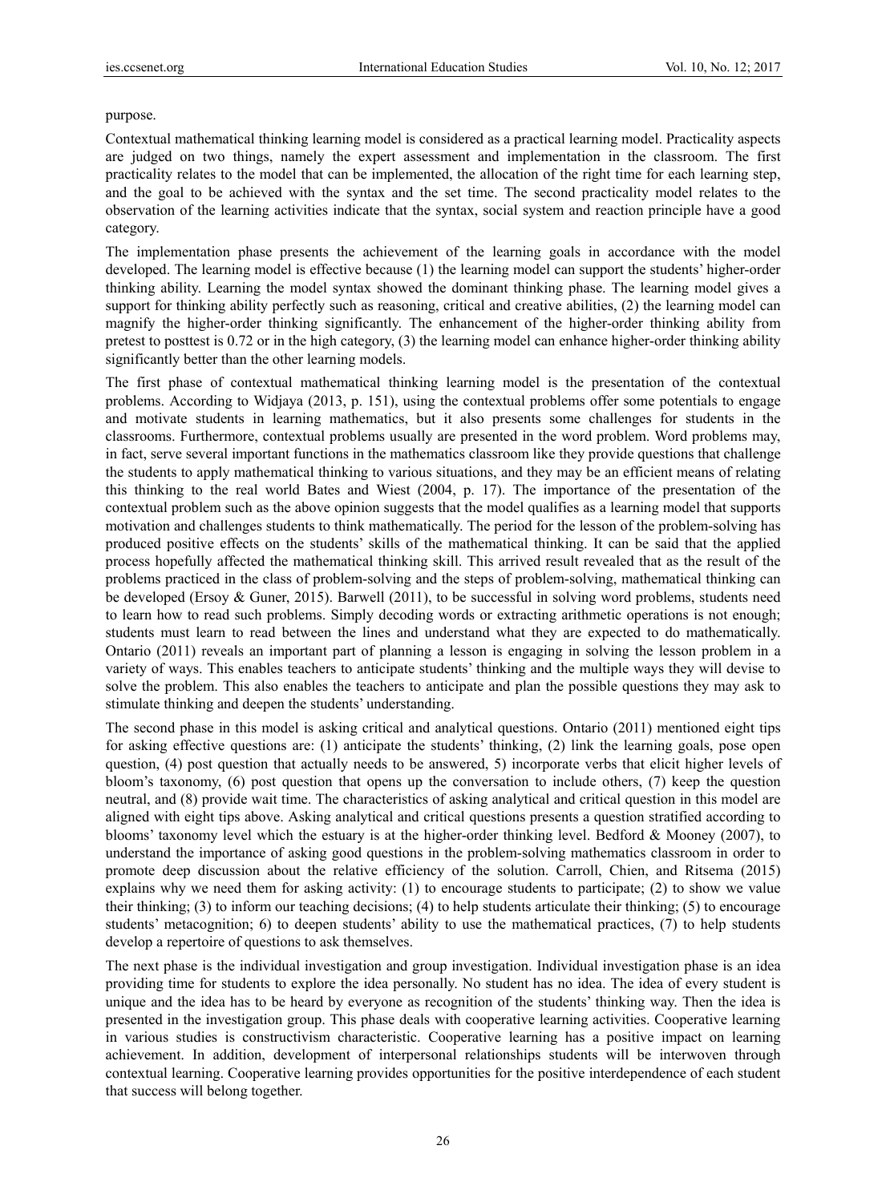purpose.

Contextual mathematical thinking learning model is considered as a practical learning model. Practicality aspects are judged on two things, namely the expert assessment and implementation in the classroom. The first practicality relates to the model that can be implemented, the allocation of the right time for each learning step, and the goal to be achieved with the syntax and the set time. The second practicality model relates to the observation of the learning activities indicate that the syntax, social system and reaction principle have a good category.

The implementation phase presents the achievement of the learning goals in accordance with the model developed. The learning model is effective because (1) the learning model can support the students' higher-order thinking ability. Learning the model syntax showed the dominant thinking phase. The learning model gives a support for thinking ability perfectly such as reasoning, critical and creative abilities, (2) the learning model can magnify the higher-order thinking significantly. The enhancement of the higher-order thinking ability from pretest to posttest is 0.72 or in the high category, (3) the learning model can enhance higher-order thinking ability significantly better than the other learning models.

The first phase of contextual mathematical thinking learning model is the presentation of the contextual problems. According to Widjaya (2013, p. 151), using the contextual problems offer some potentials to engage and motivate students in learning mathematics, but it also presents some challenges for students in the classrooms. Furthermore, contextual problems usually are presented in the word problem. Word problems may, in fact, serve several important functions in the mathematics classroom like they provide questions that challenge the students to apply mathematical thinking to various situations, and they may be an efficient means of relating this thinking to the real world Bates and Wiest (2004, p. 17). The importance of the presentation of the contextual problem such as the above opinion suggests that the model qualifies as a learning model that supports motivation and challenges students to think mathematically. The period for the lesson of the problem-solving has produced positive effects on the students' skills of the mathematical thinking. It can be said that the applied process hopefully affected the mathematical thinking skill. This arrived result revealed that as the result of the problems practiced in the class of problem-solving and the steps of problem-solving, mathematical thinking can be developed (Ersoy & Guner, 2015). Barwell (2011), to be successful in solving word problems, students need to learn how to read such problems. Simply decoding words or extracting arithmetic operations is not enough; students must learn to read between the lines and understand what they are expected to do mathematically. Ontario (2011) reveals an important part of planning a lesson is engaging in solving the lesson problem in a variety of ways. This enables teachers to anticipate students' thinking and the multiple ways they will devise to solve the problem. This also enables the teachers to anticipate and plan the possible questions they may ask to stimulate thinking and deepen the students' understanding.

The second phase in this model is asking critical and analytical questions. Ontario (2011) mentioned eight tips for asking effective questions are: (1) anticipate the students' thinking, (2) link the learning goals, pose open question, (4) post question that actually needs to be answered, 5) incorporate verbs that elicit higher levels of bloom's taxonomy, (6) post question that opens up the conversation to include others, (7) keep the question neutral, and (8) provide wait time. The characteristics of asking analytical and critical question in this model are aligned with eight tips above. Asking analytical and critical questions presents a question stratified according to blooms' taxonomy level which the estuary is at the higher-order thinking level. Bedford & Mooney (2007), to understand the importance of asking good questions in the problem-solving mathematics classroom in order to promote deep discussion about the relative efficiency of the solution. Carroll, Chien, and Ritsema (2015) explains why we need them for asking activity: (1) to encourage students to participate; (2) to show we value their thinking; (3) to inform our teaching decisions; (4) to help students articulate their thinking; (5) to encourage students' metacognition; 6) to deepen students' ability to use the mathematical practices, (7) to help students develop a repertoire of questions to ask themselves.

The next phase is the individual investigation and group investigation. Individual investigation phase is an idea providing time for students to explore the idea personally. No student has no idea. The idea of every student is unique and the idea has to be heard by everyone as recognition of the students' thinking way. Then the idea is presented in the investigation group. This phase deals with cooperative learning activities. Cooperative learning in various studies is constructivism characteristic. Cooperative learning has a positive impact on learning achievement. In addition, development of interpersonal relationships students will be interwoven through contextual learning. Cooperative learning provides opportunities for the positive interdependence of each student that success will belong together.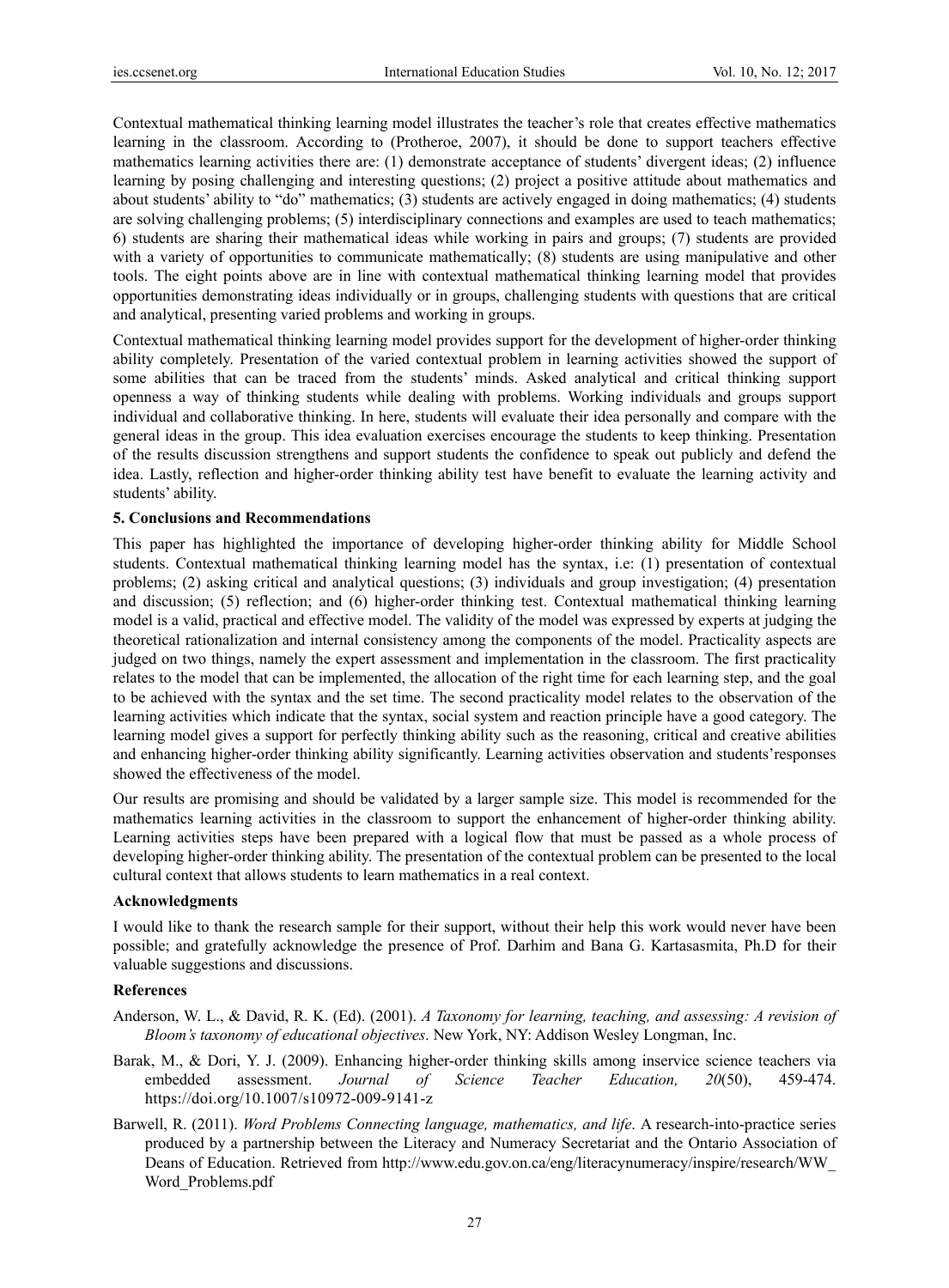Contextual mathematical thinking learning model illustrates the teacher's role that creates effective mathematics learning in the classroom. According to (Protheroe, 2007), it should be done to support teachers effective mathematics learning activities there are: (1) demonstrate acceptance of students' divergent ideas; (2) influence learning by posing challenging and interesting questions; (2) project a positive attitude about mathematics and about students' ability to "do" mathematics; (3) students are actively engaged in doing mathematics; (4) students are solving challenging problems; (5) interdisciplinary connections and examples are used to teach mathematics; 6) students are sharing their mathematical ideas while working in pairs and groups; (7) students are provided with a variety of opportunities to communicate mathematically; (8) students are using manipulative and other tools. The eight points above are in line with contextual mathematical thinking learning model that provides opportunities demonstrating ideas individually or in groups, challenging students with questions that are critical and analytical, presenting varied problems and working in groups.

Contextual mathematical thinking learning model provides support for the development of higher-order thinking ability completely. Presentation of the varied contextual problem in learning activities showed the support of some abilities that can be traced from the students' minds. Asked analytical and critical thinking support openness a way of thinking students while dealing with problems. Working individuals and groups support individual and collaborative thinking. In here, students will evaluate their idea personally and compare with the general ideas in the group. This idea evaluation exercises encourage the students to keep thinking. Presentation of the results discussion strengthens and support students the confidence to speak out publicly and defend the idea. Lastly, reflection and higher-order thinking ability test have benefit to evaluate the learning activity and students' ability.

## 5. Conclusions and Recommendations

This paper has highlighted the importance of developing higher-order thinking ability for Middle School students. Contextual mathematical thinking learning model has the syntax, i.e: (1) presentation of contextual problems; (2) asking critical and analytical questions; (3) individuals and group investigation; (4) presentation and discussion; (5) reflection; and (6) higher-order thinking test. Contextual mathematical thinking learning model is a valid, practical and effective model. The validity of the model was expressed by experts at judging the theoretical rationalization and internal consistency among the components of the model. Practicality aspects are judged on two things, namely the expert assessment and implementation in the classroom. The first practicality relates to the model that can be implemented, the allocation of the right time for each learning step, and the goal to be achieved with the syntax and the set time. The second practicality model relates to the observation of the learning activities which indicate that the syntax, social system and reaction principle have a good category. The learning model gives a support for perfectly thinking ability such as the reasoning, critical and creative abilities and enhancing higher-order thinking ability significantly. Learning activities observation and students'responses showed the effectiveness of the model.

Our results are promising and should be validated by a larger sample size. This model is recommended for the mathematics learning activities in the classroom to support the enhancement of higher-order thinking ability. Learning activities steps have been prepared with a logical flow that must be passed as a whole process of developing higher-order thinking ability. The presentation of the contextual problem can be presented to the local cultural context that allows students to learn mathematics in a real context.

## Acknowledgments

I would like to thank the research sample for their support, without their help this work would never have been possible; and gratefully acknowledge the presence of Prof. Darhim and Bana G. Kartasasmita, Ph.D for their valuable suggestions and discussions.

## References

Anderson, W. L., & David, R. K. (Ed). (2001). *A Taxonomy for learning, teaching, and assessing: A revision of Bloom's taxonomy of educational objectives*. New York, NY: Addison Wesley Longman, Inc.

Barak, M., & Dori, Y. J. (2009). Enhancing higher-order thinking skills among inservice science teachers via embedded assessment. *Journal of Science Teacher Education, 20*(50), 459-474. https://doi.org/10.1007/s10972-009-9141-z

Barwell, R. (2011). *Word Problems Connecting language, mathematics, and life*. A research-into-practice series produced by a partnership between the Literacy and Numeracy Secretariat and the Ontario Association of Deans of Education. Retrieved from http://www.edu.gov.on.ca/eng/literacynumeracy/inspire/research/WW_Word_Problems.pdf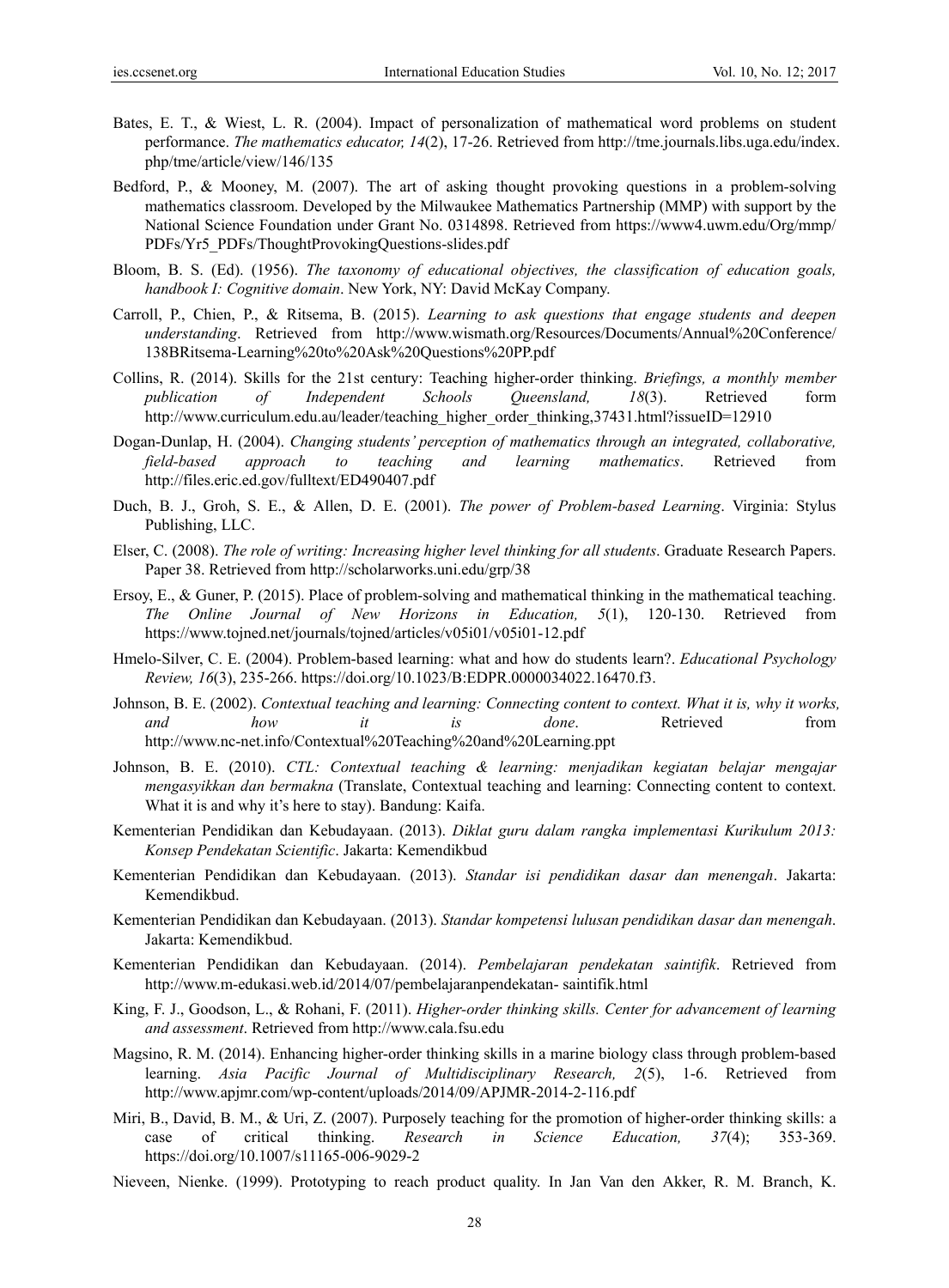Bates, E. T., & Wiest, L. R. (2004). Impact of personalization of mathematical word problems on student performance. *The mathematics educator, 14*(2), 17-26. Retrieved from http://tme.journals.libs.uga.edu/index.php/tme/article/view/146/135

Bedford, P., & Mooney, M. (2007). The art of asking thought provoking questions in a problem-solving mathematics classroom. Developed by the Milwaukee Mathematics Partnership (MMP) with support by the National Science Foundation under Grant No. 0314898. Retrieved from https://www4.uwm.edu/Org/mmp/PDFs/Yr5_PDFs/ThoughtProvokingQuestions-slides.pdf

Bloom, B. S. (Ed). (1956). *The taxonomy of educational objectives, the classification of education goals, handbook I: Cognitive domain*. New York, NY: David McKay Company.

Carroll, P., Chien, P., & Ritsema, B. (2015). *Learning to ask questions that engage students and deepen understanding*. Retrieved from http://www.wismath.org/Resources/Documents/Annual%20Conference/138BRitsema-Learning%20to%20Ask%20Questions%20PP.pdf

Collins, R. (2014). Skills for the 21st century: Teaching higher-order thinking. *Briefings, a monthly member publication of Independent Schools Queensland, 18*(3). Retrieved form http://www.curriculum.edu.au/leader/teaching_higher_order_thinking,37431.html?issueID=12910

Dogan-Dunlap, H. (2004). *Changing students' perception of mathematics through an integrated, collaborative, field-based approach to teaching and learning mathematics*. Retrieved from http://files.eric.ed.gov/fulltext/ED490407.pdf

Duch, B. J., Groh, S. E., & Allen, D. E. (2001). *The power of Problem-based Learning*. Virginia: Stylus Publishing, LLC.

Elser, C. (2008). *The role of writing: Increasing higher level thinking for all students*. Graduate Research Papers. Paper 38. Retrieved from http://scholarworks.uni.edu/grp/38

Ersoy, E., & Guner, P. (2015). Place of problem-solving and mathematical thinking in the mathematical teaching. *The Online Journal of New Horizons in Education, 5*(1), 120-130. Retrieved from https://www.tojned.net/journals/tojned/articles/v05i01/v05i01-12.pdf

Hmelo-Silver, C. E. (2004). Problem-based learning: what and how do students learn?. *Educational Psychology Review, 16*(3), 235-266. https://doi.org/10.1023/B:EDPR.0000034022.16470.f3.

Johnson, B. E. (2002). *Contextual teaching and learning: Connecting content to context. What it is, why it works, and how it is done*. Retrieved from http://www.nc-net.info/Contextual%20Teaching%20and%20Learning.ppt

Johnson, B. E. (2010). *CTL: Contextual teaching & learning: menjadikan kegiatan belajar mengajar mengasyikkan dan bermakna* (Translate, Contextual teaching and learning: Connecting content to context. What it is and why it's here to stay). Bandung: Kaifa.

Kementerian Pendidikan dan Kebudayaan. (2013). *Diklat guru dalam rangka implementasi Kurikulum 2013: Konsep Pendekatan Scientific*. Jakarta: Kemendikbud

Kementerian Pendidikan dan Kebudayaan. (2013). *Standar isi pendidikan dasar dan menengah*. Jakarta: Kemendikbud.

Kementerian Pendidikan dan Kebudayaan. (2013). *Standar kompetensi lulusan pendidikan dasar dan menengah*. Jakarta: Kemendikbud.

Kementerian Pendidikan dan Kebudayaan. (2014). *Pembelajaran pendekatan saintifik*. Retrieved from http://www.m-edukasi.web.id/2014/07/pembelajaranpendekatan- saintifik.html

King, F. J., Goodson, L., & Rohani, F. (2011). *Higher-order thinking skills. Center for advancement of learning and assessment*. Retrieved from http://www.cala.fsu.edu

Magsino, R. M. (2014). Enhancing higher-order thinking skills in a marine biology class through problem-based learning. *Asia Pacific Journal of Multidisciplinary Research, 2*(5), 1-6. Retrieved from http://www.apjmr.com/wp-content/uploads/2014/09/APJMR-2014-2-116.pdf

Miri, B., David, B. M., & Uri, Z. (2007). Purposely teaching for the promotion of higher-order thinking skills: a case of critical thinking. *Research in Science Education, 37*(4); 353-369. https://doi.org/10.1007/s11165-006-9029-2

Nieveen, Nienke. (1999). Prototyping to reach product quality. In Jan Van den Akker, R. M. Branch, K.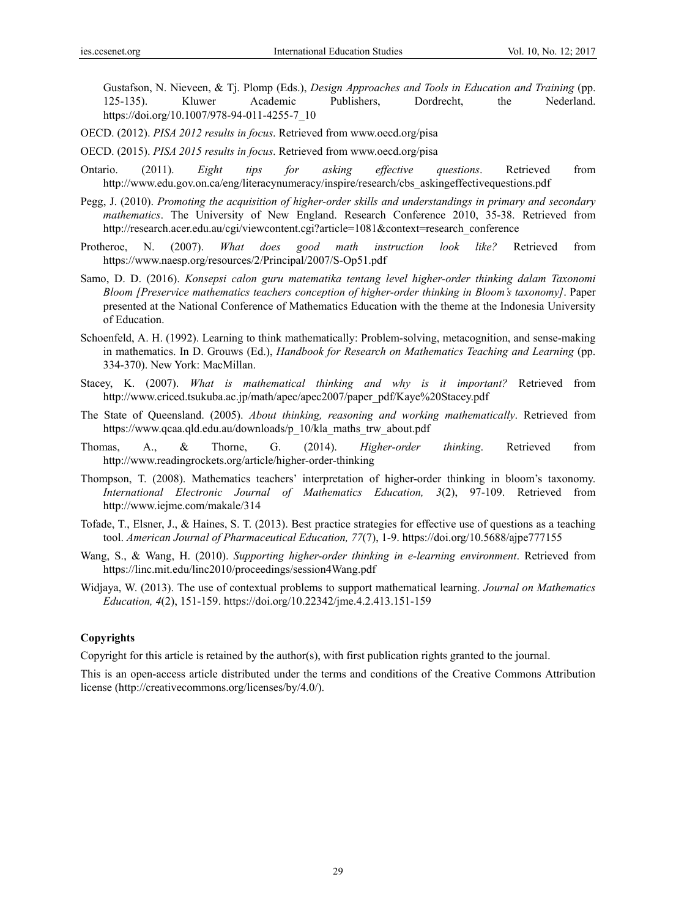Gustafson, N. Nieveen, & Tj. Plomp (Eds.), *Design Approaches and Tools in Education and Training* (pp. 125-135). Kluwer Academic Publishers, Dordrecht, the Nederland. https://doi.org/10.1007/978-94-011-4255-7_10

OECD. (2012). *PISA 2012 results in focus*. Retrieved from www.oecd.org/pisa

OECD. (2015). *PISA 2015 results in focus*. Retrieved from www.oecd.org/pisa

Ontario. (2011). *Eight tips for asking effective questions*. Retrieved from http://www.edu.gov.on.ca/eng/literacynumeracy/inspire/research/cbs_askingeffectivequestions.pdf

Pegg, J. (2010). *Promoting the acquisition of higher-order skills and understandings in primary and secondary mathematics*. The University of New England. Research Conference 2010, 35-38. Retrieved from http://research.acer.edu.au/cgi/viewcontent.cgi?article=1081&context=research_conference

Protheroe, N. (2007). *What does good math instruction look like?* Retrieved from https://www.naesp.org/resources/2/Principal/2007/S-Op51.pdf

Samo, D. D. (2016). *Konsepsi calon guru matematika tentang level higher-order thinking dalam Taxonomi Bloom [Preservice mathematics teachers conception of higher-order thinking in Bloom's taxonomy]*. Paper presented at the National Conference of Mathematics Education with the theme at the Indonesia University of Education.

Schoenfeld, A. H. (1992). Learning to think mathematically: Problem-solving, metacognition, and sense-making in mathematics. In D. Grouws (Ed.), *Handbook for Research on Mathematics Teaching and Learning* (pp. 334-370). New York: MacMillan.

Stacey, K. (2007). *What is mathematical thinking and why is it important?* Retrieved from http://www.criced.tsukuba.ac.jp/math/apec/apec2007/paper_pdf/Kaye%20Stacey.pdf

The State of Queensland. (2005). *About thinking, reasoning and working mathematically*. Retrieved from https://www.qcaa.qld.edu.au/downloads/p_10/kla_maths_trw_about.pdf

Thomas, A., & Thorne, G. (2014). *Higher-order thinking*. Retrieved from http://www.readingrockets.org/article/higher-order-thinking

Thompson, T. (2008). Mathematics teachers' interpretation of higher-order thinking in bloom's taxonomy. *International Electronic Journal of Mathematics Education, 3*(2), 97-109. Retrieved from http://www.iejme.com/makale/314

Tofade, T., Elsner, J., & Haines, S. T. (2013). Best practice strategies for effective use of questions as a teaching tool. *American Journal of Pharmaceutical Education, 77*(7), 1-9. https://doi.org/10.5688/ajpe777155

Wang, S., & Wang, H. (2010). *Supporting higher-order thinking in e-learning environment*. Retrieved from https://linc.mit.edu/linc2010/proceedings/session4Wang.pdf

Widjaya, W. (2013). The use of contextual problems to support mathematical learning. *Journal on Mathematics Education, 4*(2), 151-159. https://doi.org/10.22342/jme.4.2.413.151-159

**Copyrights**

Copyright for this article is retained by the author(s), with first publication rights granted to the journal.

This is an open-access article distributed under the terms and conditions of the Creative Commons Attribution license (http://creativecommons.org/licenses/by/4.0/).